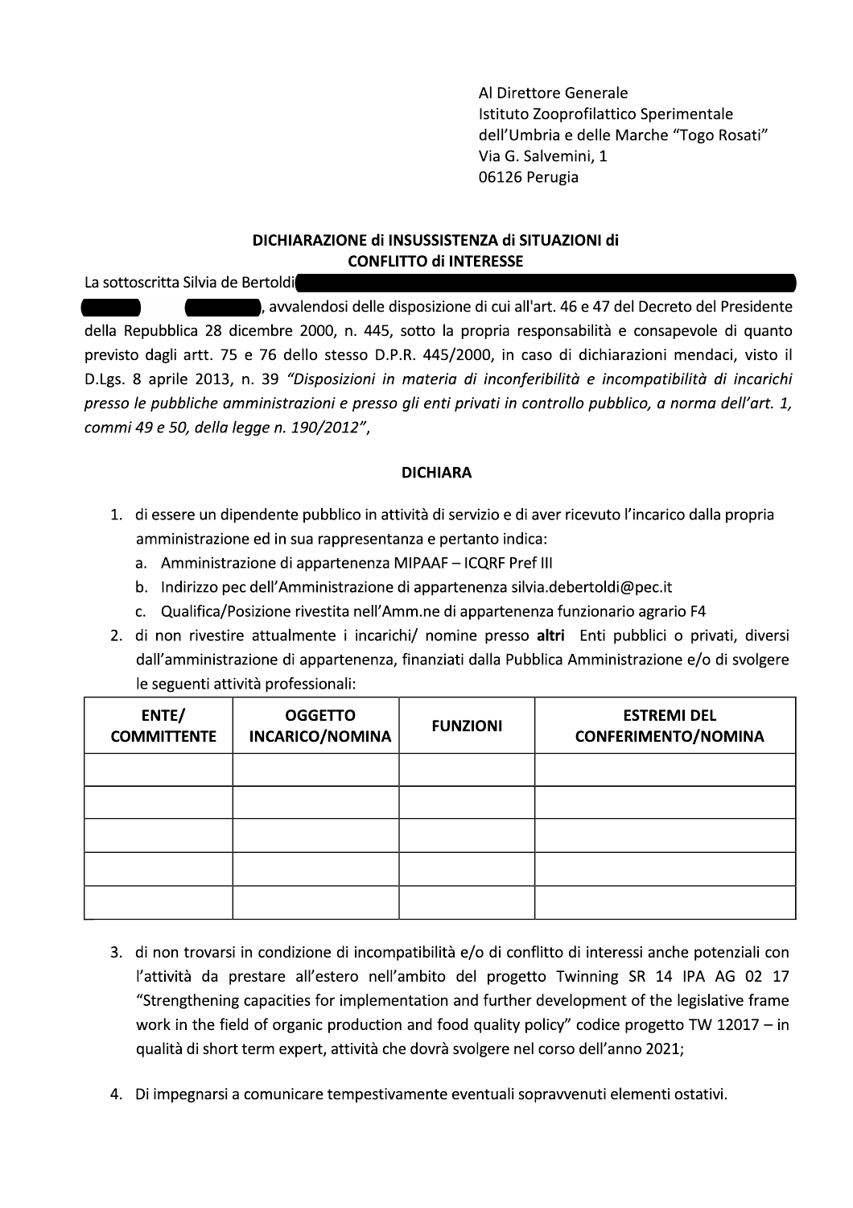Al Direttore Generale
Istituto Zooprofilattico Sperimentale
dell'Umbria e delle Marche "Togo Rosati"
Via G. Salvemini, 1
06126 Perugia

**DICHIARAZIONE di INSUSSISTENZA di SITUAZIONI di CONFLITTO di INTERESSE**

La sottoscritta Silvia de Bertoldi( ), avvalendosi delle disposizione di cui all'art. 46 e 47 del Decreto del Presidente della Repubblica 28 dicembre 2000, n. 445, sotto la propria responsabilità e consapevole di quanto previsto dagli artt. 75 e 76 dello stesso D.P.R. 445/2000, in caso di dichiarazioni mendaci, visto il D.Lgs. 8 aprile 2013, n. 39 *"Disposizioni in materia di inconferibilità e incompatibilità di incarichi presso le pubbliche amministrazioni e presso gli enti privati in controllo pubblico, a norma dell'art. 1, commi 49 e 50, della legge n. 190/2012"*,

**DICHIARA**

1. di essere un dipendente pubblico in attività di servizio e di aver ricevuto l'incarico dalla propria amministrazione ed in sua rappresentanza e pertanto indica:
   a. Amministrazione di appartenenza MIPAAF – ICQRF Pref III
   b. Indirizzo pec dell'Amministrazione di appartenenza silvia.debertoldi@pec.it
   c. Qualifica/Posizione rivestita nell'Amm.ne di appartenenza funzionario agrario F4
2. di non rivestire attualmente i incarichi/ nomine presso **altri** Enti pubblici o privati, diversi dall'amministrazione di appartenenza, finanziati dalla Pubblica Amministrazione e/o di svolgere le seguenti attività professionali:

| ENTE/ COMMITTENTE | OGGETTO INCARICO/NOMINA | FUNZIONI | ESTREMI DEL CONFERIMENTO/NOMINA |
| --- | --- | --- | --- |
| | | | |
| | | | |
| | | | |
| | | | |
| | | | |

3. di non trovarsi in condizione di incompatibilità e/o di conflitto di interessi anche potenziali con l'attività da prestare all'estero nell'ambito del progetto Twinning SR 14 IPA AG 02 17 "Strengthening capacities for implementation and further development of the legislative frame work in the field of organic production and food quality policy" codice progetto TW 12017 – in qualità di short term expert, attività che dovrà svolgere nel corso dell'anno 2021;

4. Di impegnarsi a comunicare tempestivamente eventuali sopravvenuti elementi ostativi.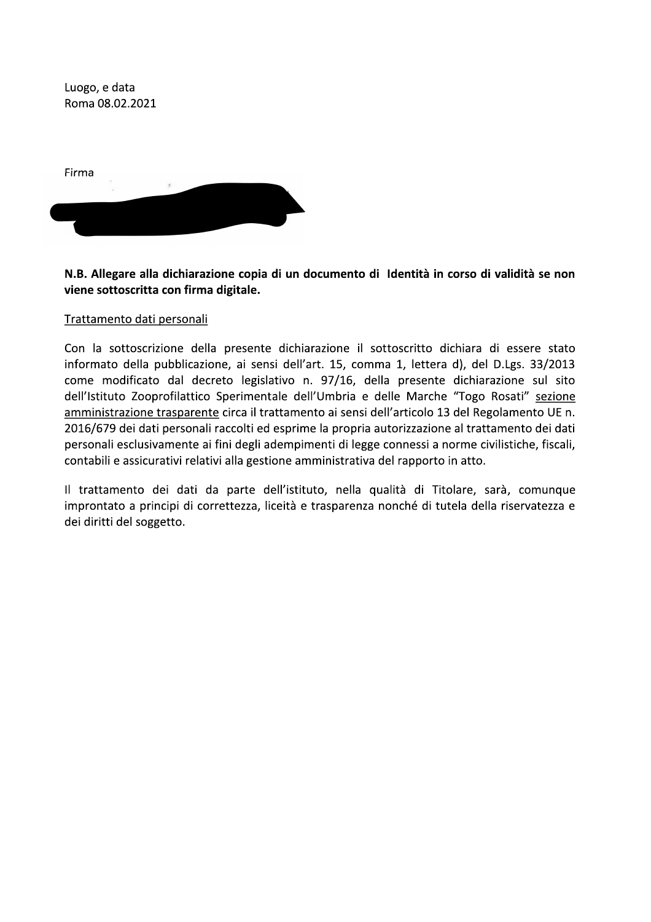Luogo, e data
Roma 08.02.2021

Firma

**N.B. Allegare alla dichiarazione copia di un documento di Identità in corso di validità se non viene sottoscritta con firma digitale.**

Trattamento dati personali

Con la sottoscrizione della presente dichiarazione il sottoscritto dichiara di essere stato informato della pubblicazione, ai sensi dell'art. 15, comma 1, lettera d), del D.Lgs. 33/2013 come modificato dal decreto legislativo n. 97/16, della presente dichiarazione sul sito dell'Istituto Zooprofilattico Sperimentale dell'Umbria e delle Marche "Togo Rosati" sezione amministrazione trasparente circa il trattamento ai sensi dell'articolo 13 del Regolamento UE n. 2016/679 dei dati personali raccolti ed esprime la propria autorizzazione al trattamento dei dati personali esclusivamente ai fini degli adempimenti di legge connessi a norme civilistiche, fiscali, contabili e assicurativi relativi alla gestione amministrativa del rapporto in atto.

Il trattamento dei dati da parte dell'istituto, nella qualità di Titolare, sarà, comunque improntato a principi di correttezza, liceità e trasparenza nonché di tutela della riservatezza e dei diritti del soggetto.